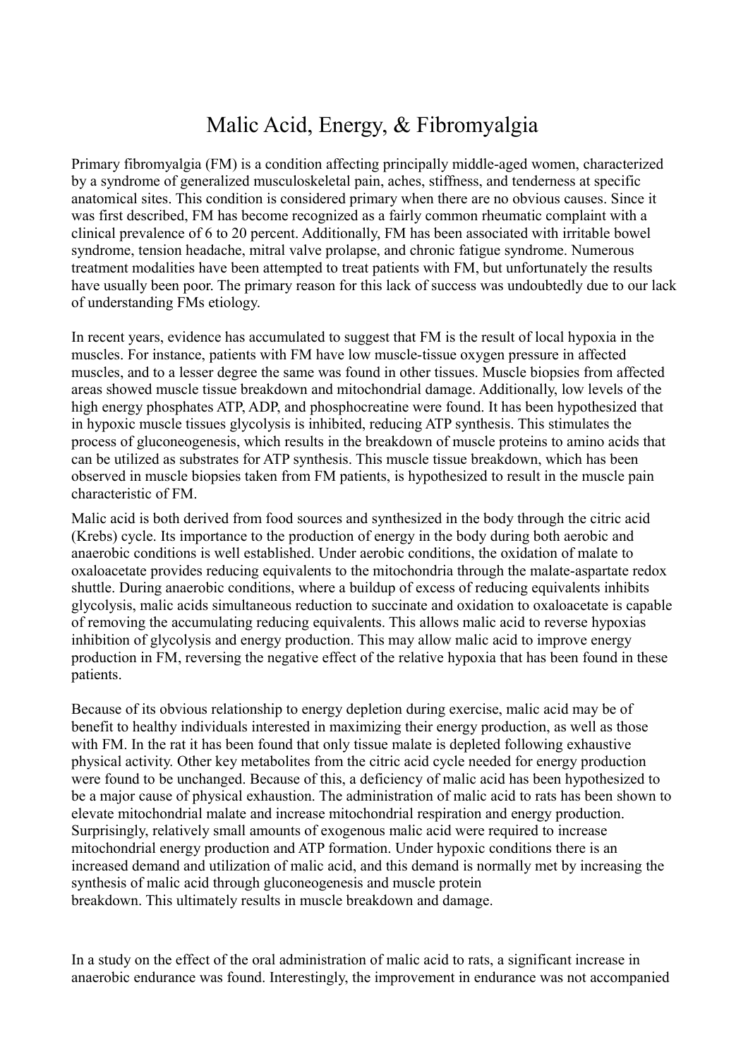# Malic Acid, Energy, & Fibromyalgia

Primary fibromyalgia (FM) is a condition affecting principally middle-aged women, characterized by a syndrome of generalized musculoskeletal pain, aches, stiffness, and tenderness at specific anatomical sites. This condition is considered primary when there are no obvious causes. Since it was first described, FM has become recognized as a fairly common rheumatic complaint with a clinical prevalence of 6 to 20 percent. Additionally, FM has been associated with irritable bowel syndrome, tension headache, mitral valve prolapse, and chronic fatigue syndrome. Numerous treatment modalities have been attempted to treat patients with FM, but unfortunately the results have usually been poor. The primary reason for this lack of success was undoubtedly due to our lack of understanding FMs etiology.

In recent years, evidence has accumulated to suggest that FM is the result of local hypoxia in the muscles. For instance, patients with FM have low muscle-tissue oxygen pressure in affected muscles, and to a lesser degree the same was found in other tissues. Muscle biopsies from affected areas showed muscle tissue breakdown and mitochondrial damage. Additionally, low levels of the high energy phosphates ATP, ADP, and phosphocreatine were found. It has been hypothesized that in hypoxic muscle tissues glycolysis is inhibited, reducing ATP synthesis. This stimulates the process of gluconeogenesis, which results in the breakdown of muscle proteins to amino acids that can be utilized as substrates for ATP synthesis. This muscle tissue breakdown, which has been observed in muscle biopsies taken from FM patients, is hypothesized to result in the muscle pain characteristic of FM.

Malic acid is both derived from food sources and synthesized in the body through the citric acid (Krebs) cycle. Its importance to the production of energy in the body during both aerobic and anaerobic conditions is well established. Under aerobic conditions, the oxidation of malate to oxaloacetate provides reducing equivalents to the mitochondria through the malate-aspartate redox shuttle. During anaerobic conditions, where a buildup of excess of reducing equivalents inhibits glycolysis, malic acids simultaneous reduction to succinate and oxidation to oxaloacetate is capable of removing the accumulating reducing equivalents. This allows malic acid to reverse hypoxias inhibition of glycolysis and energy production. This may allow malic acid to improve energy production in FM, reversing the negative effect of the relative hypoxia that has been found in these patients.

Because of its obvious relationship to energy depletion during exercise, malic acid may be of benefit to healthy individuals interested in maximizing their energy production, as well as those with FM. In the rat it has been found that only tissue malate is depleted following exhaustive physical activity. Other key metabolites from the citric acid cycle needed for energy production were found to be unchanged. Because of this, a deficiency of malic acid has been hypothesized to be a major cause of physical exhaustion. The administration of malic acid to rats has been shown to elevate mitochondrial malate and increase mitochondrial respiration and energy production. Surprisingly, relatively small amounts of exogenous malic acid were required to increase mitochondrial energy production and ATP formation. Under hypoxic conditions there is an increased demand and utilization of malic acid, and this demand is normally met by increasing the synthesis of malic acid through gluconeogenesis and muscle protein breakdown. This ultimately results in muscle breakdown and damage.

In a study on the effect of the oral administration of malic acid to rats, a significant increase in anaerobic endurance was found. Interestingly, the improvement in endurance was not accompanied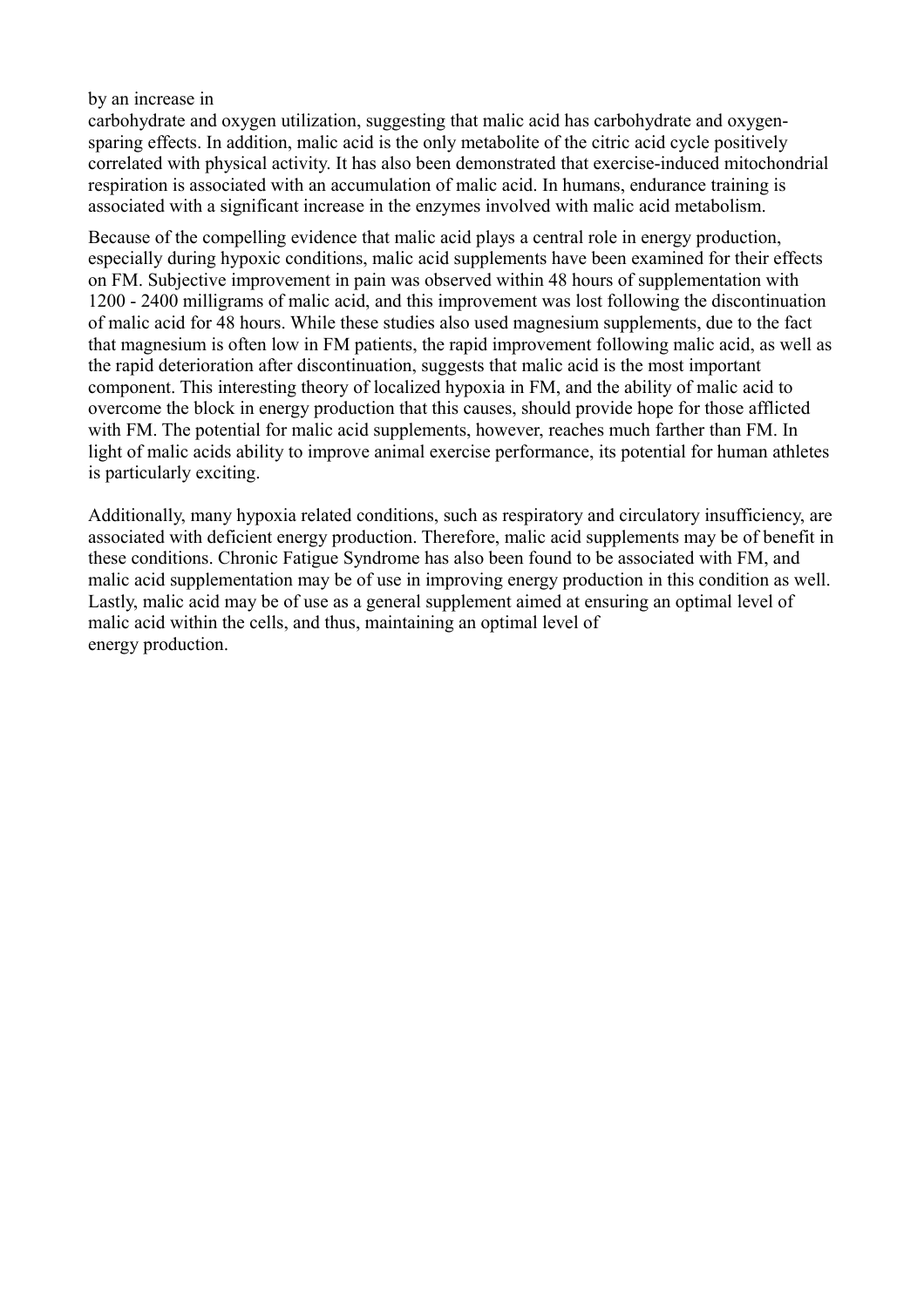by an increase in
carbohydrate and oxygen utilization, suggesting that malic acid has carbohydrate and oxygen-sparing effects. In addition, malic acid is the only metabolite of the citric acid cycle positively correlated with physical activity. It has also been demonstrated that exercise-induced mitochondrial respiration is associated with an accumulation of malic acid. In humans, endurance training is associated with a significant increase in the enzymes involved with malic acid metabolism.

Because of the compelling evidence that malic acid plays a central role in energy production, especially during hypoxic conditions, malic acid supplements have been examined for their effects on FM. Subjective improvement in pain was observed within 48 hours of supplementation with 1200 - 2400 milligrams of malic acid, and this improvement was lost following the discontinuation of malic acid for 48 hours. While these studies also used magnesium supplements, due to the fact that magnesium is often low in FM patients, the rapid improvement following malic acid, as well as the rapid deterioration after discontinuation, suggests that malic acid is the most important component. This interesting theory of localized hypoxia in FM, and the ability of malic acid to overcome the block in energy production that this causes, should provide hope for those afflicted with FM. The potential for malic acid supplements, however, reaches much farther than FM. In light of malic acids ability to improve animal exercise performance, its potential for human athletes is particularly exciting.

Additionally, many hypoxia related conditions, such as respiratory and circulatory insufficiency, are associated with deficient energy production. Therefore, malic acid supplements may be of benefit in these conditions. Chronic Fatigue Syndrome has also been found to be associated with FM, and malic acid supplementation may be of use in improving energy production in this condition as well. Lastly, malic acid may be of use as a general supplement aimed at ensuring an optimal level of malic acid within the cells, and thus, maintaining an optimal level of
energy production.